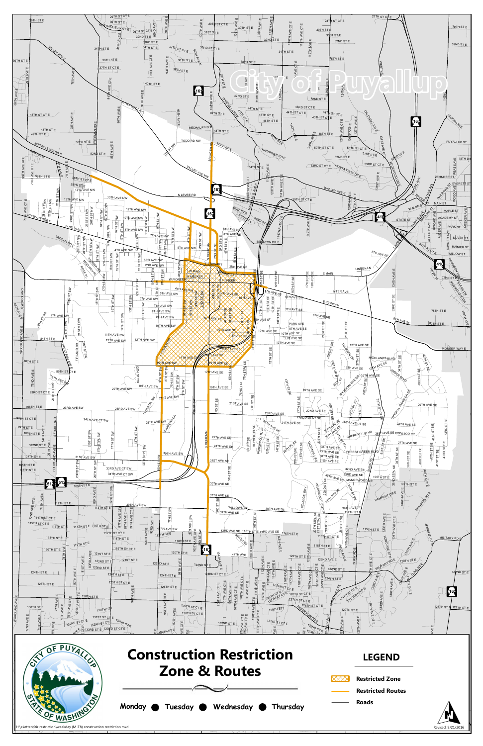# City of Puyallup

## Construction Restriction Zone & Routes

Monday ● Tuesday ● Wednesday ● Thursday

**LEGEND**

- Restricted Zone
- Restricted Routes
- Roads

H:\ekettler\fair restriction\weekday (M-Th) construction restriction.mxd

Revised: 9/21/2016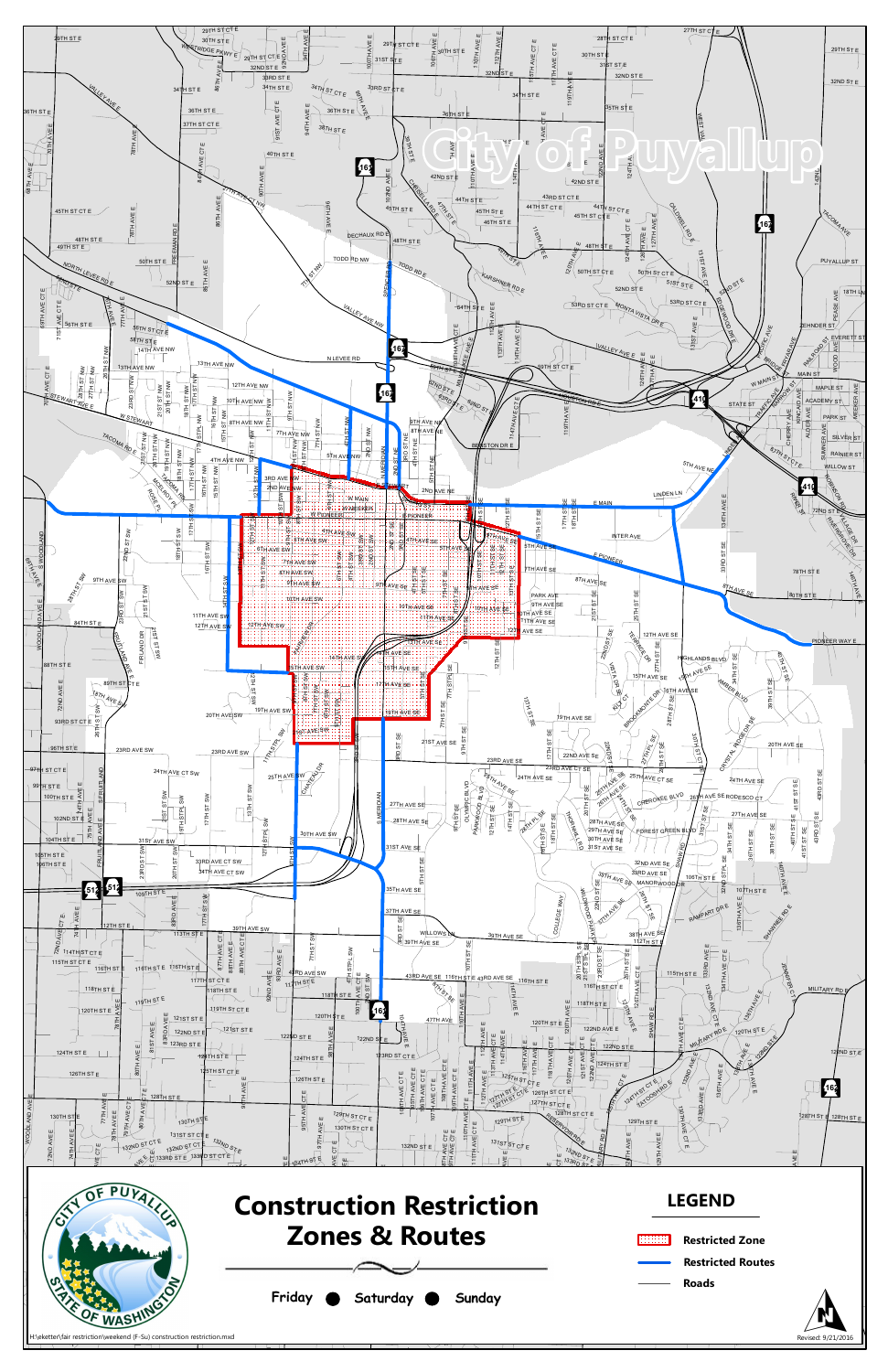City of Puyallup

# Construction Restriction Zones & Routes

Friday ● Saturday ● Sunday

## LEGEND

- Restricted Zone
- Restricted Routes
- Roads

H:\eketter\fair restriction\weekend (F-Su) construction restriction.mxd

Revised: 9/21/2016